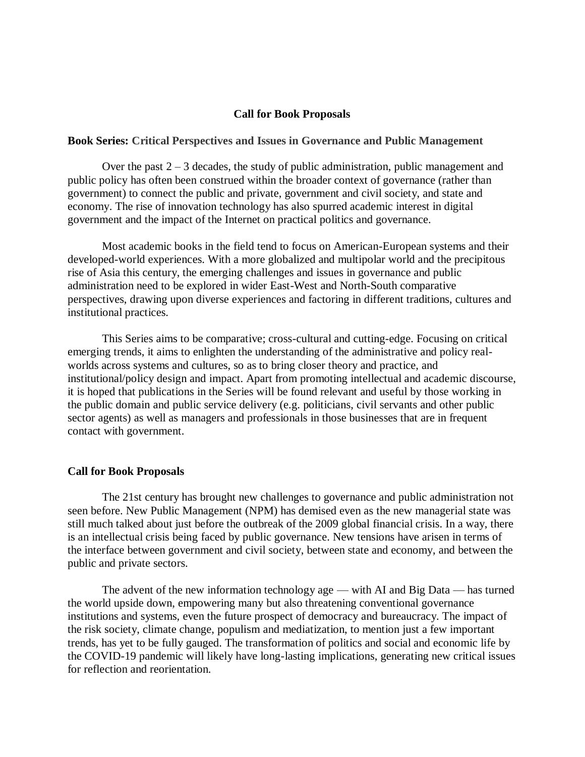## Call for Book Proposals

**Book Series: Critical Perspectives and Issues in Governance and Public Management**

Over the past 2 – 3 decades, the study of public administration, public management and public policy has often been construed within the broader context of governance (rather than government) to connect the public and private, government and civil society, and state and economy. The rise of innovation technology has also spurred academic interest in digital government and the impact of the Internet on practical politics and governance.

Most academic books in the field tend to focus on American-European systems and their developed-world experiences. With a more globalized and multipolar world and the precipitous rise of Asia this century, the emerging challenges and issues in governance and public administration need to be explored in wider East-West and North-South comparative perspectives, drawing upon diverse experiences and factoring in different traditions, cultures and institutional practices.

This Series aims to be comparative; cross-cultural and cutting-edge. Focusing on critical emerging trends, it aims to enlighten the understanding of the administrative and policy real-worlds across systems and cultures, so as to bring closer theory and practice, and institutional/policy design and impact. Apart from promoting intellectual and academic discourse, it is hoped that publications in the Series will be found relevant and useful by those working in the public domain and public service delivery (e.g. politicians, civil servants and other public sector agents) as well as managers and professionals in those businesses that are in frequent contact with government.

### Call for Book Proposals

The 21st century has brought new challenges to governance and public administration not seen before. New Public Management (NPM) has demised even as the new managerial state was still much talked about just before the outbreak of the 2009 global financial crisis. In a way, there is an intellectual crisis being faced by public governance. New tensions have arisen in terms of the interface between government and civil society, between state and economy, and between the public and private sectors.

The advent of the new information technology age — with AI and Big Data — has turned the world upside down, empowering many but also threatening conventional governance institutions and systems, even the future prospect of democracy and bureaucracy. The impact of the risk society, climate change, populism and mediatization, to mention just a few important trends, has yet to be fully gauged. The transformation of politics and social and economic life by the COVID-19 pandemic will likely have long-lasting implications, generating new critical issues for reflection and reorientation.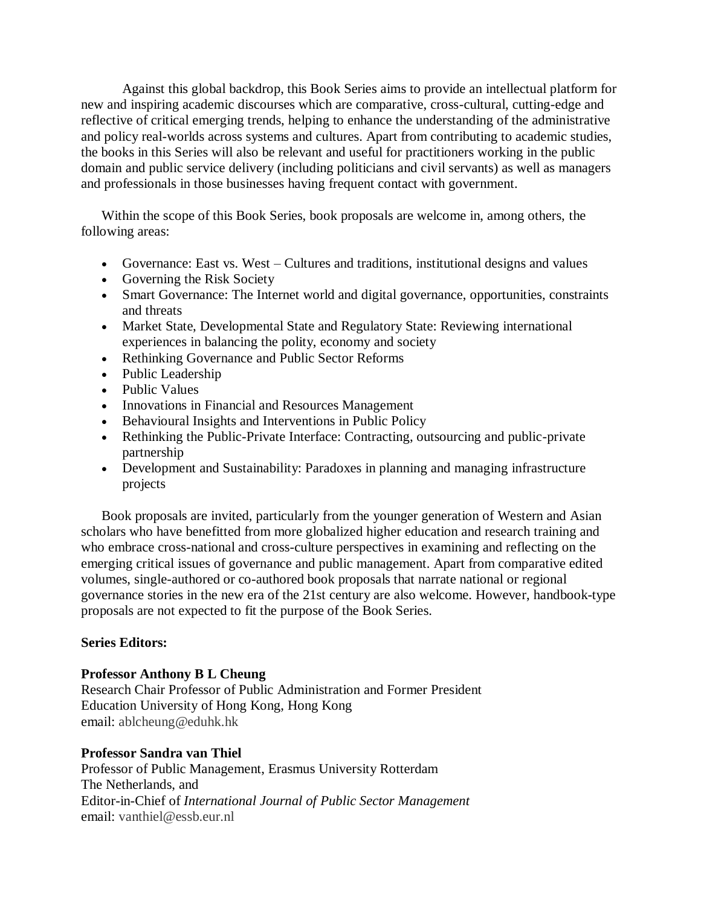Against this global backdrop, this Book Series aims to provide an intellectual platform for new and inspiring academic discourses which are comparative, cross-cultural, cutting-edge and reflective of critical emerging trends, helping to enhance the understanding of the administrative and policy real-worlds across systems and cultures. Apart from contributing to academic studies, the books in this Series will also be relevant and useful for practitioners working in the public domain and public service delivery (including politicians and civil servants) as well as managers and professionals in those businesses having frequent contact with government.

Within the scope of this Book Series, book proposals are welcome in, among others, the following areas:

- Governance: East vs. West – Cultures and traditions, institutional designs and values
- Governing the Risk Society
- Smart Governance: The Internet world and digital governance, opportunities, constraints and threats
- Market State, Developmental State and Regulatory State: Reviewing international experiences in balancing the polity, economy and society
- Rethinking Governance and Public Sector Reforms
- Public Leadership
- Public Values
- Innovations in Financial and Resources Management
- Behavioural Insights and Interventions in Public Policy
- Rethinking the Public-Private Interface: Contracting, outsourcing and public-private partnership
- Development and Sustainability: Paradoxes in planning and managing infrastructure projects

Book proposals are invited, particularly from the younger generation of Western and Asian scholars who have benefitted from more globalized higher education and research training and who embrace cross-national and cross-culture perspectives in examining and reflecting on the emerging critical issues of governance and public management. Apart from comparative edited volumes, single-authored or co-authored book proposals that narrate national or regional governance stories in the new era of the 21st century are also welcome. However, handbook-type proposals are not expected to fit the purpose of the Book Series.

**Series Editors:**

**Professor Anthony B L Cheung**
Research Chair Professor of Public Administration and Former President
Education University of Hong Kong, Hong Kong
email: ablcheung@eduhk.hk

**Professor Sandra van Thiel**
Professor of Public Management, Erasmus University Rotterdam
The Netherlands, and
Editor-in-Chief of *International Journal of Public Sector Management*
email: vanthiel@essb.eur.nl